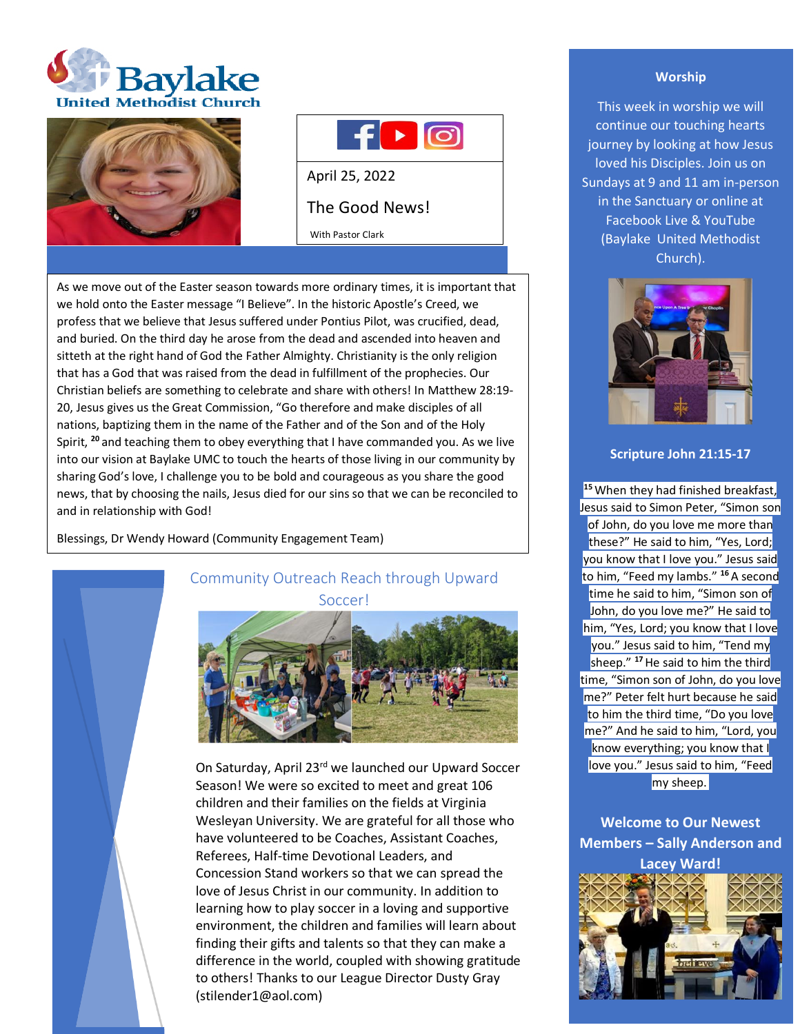Baylake United Methodist Church

April 25, 2022

The Good News!

With Pastor Clark

As we move out of the Easter season towards more ordinary times, it is important that we hold onto the Easter message "I Believe". In the historic Apostle's Creed, we profess that we believe that Jesus suffered under Pontius Pilot, was crucified, dead, and buried. On the third day he arose from the dead and ascended into heaven and sitteth at the right hand of God the Father Almighty. Christianity is the only religion that has a God that was raised from the dead in fulfillment of the prophecies. Our Christian beliefs are something to celebrate and share with others! In Matthew 28:19-20, Jesus gives us the Great Commission, "Go therefore and make disciples of all nations, baptizing them in the name of the Father and of the Son and of the Holy Spirit, [20] and teaching them to obey everything that I have commanded you. As we live into our vision at Baylake UMC to touch the hearts of those living in our community by sharing God's love, I challenge you to be bold and courageous as you share the good news, that by choosing the nails, Jesus died for our sins so that we can be reconciled to and in relationship with God!

Blessings, Dr Wendy Howard (Community Engagement Team)

## Community Outreach Reach through Upward Soccer!

On Saturday, April 23rd we launched our Upward Soccer Season! We were so excited to meet and great 106 children and their families on the fields at Virginia Wesleyan University. We are grateful for all those who have volunteered to be Coaches, Assistant Coaches, Referees, Half-time Devotional Leaders, and Concession Stand workers so that we can spread the love of Jesus Christ in our community. In addition to learning how to play soccer in a loving and supportive environment, the children and families will learn about finding their gifts and talents so that they can make a difference in the world, coupled with showing gratitude to others! Thanks to our League Director Dusty Gray (stilender1@aol.com)

## Worship

This week in worship we will continue our touching hearts journey by looking at how Jesus loved his Disciples. Join us on Sundays at 9 and 11 am in-person in the Sanctuary or online at Facebook Live & YouTube (Baylake United Methodist Church).

## Scripture John 21:15-17

[15] When they had finished breakfast, Jesus said to Simon Peter, "Simon son of John, do you love me more than these?" He said to him, "Yes, Lord; you know that I love you." Jesus said to him, "Feed my lambs." [16] A second time he said to him, "Simon son of John, do you love me?" He said to him, "Yes, Lord; you know that I love you." Jesus said to him, "Tend my sheep." [17] He said to him the third time, "Simon son of John, do you love me?" Peter felt hurt because he said to him the third time, "Do you love me?" And he said to him, "Lord, you know everything; you know that I love you." Jesus said to him, "Feed my sheep.

## Welcome to Our Newest Members – Sally Anderson and Lacey Ward!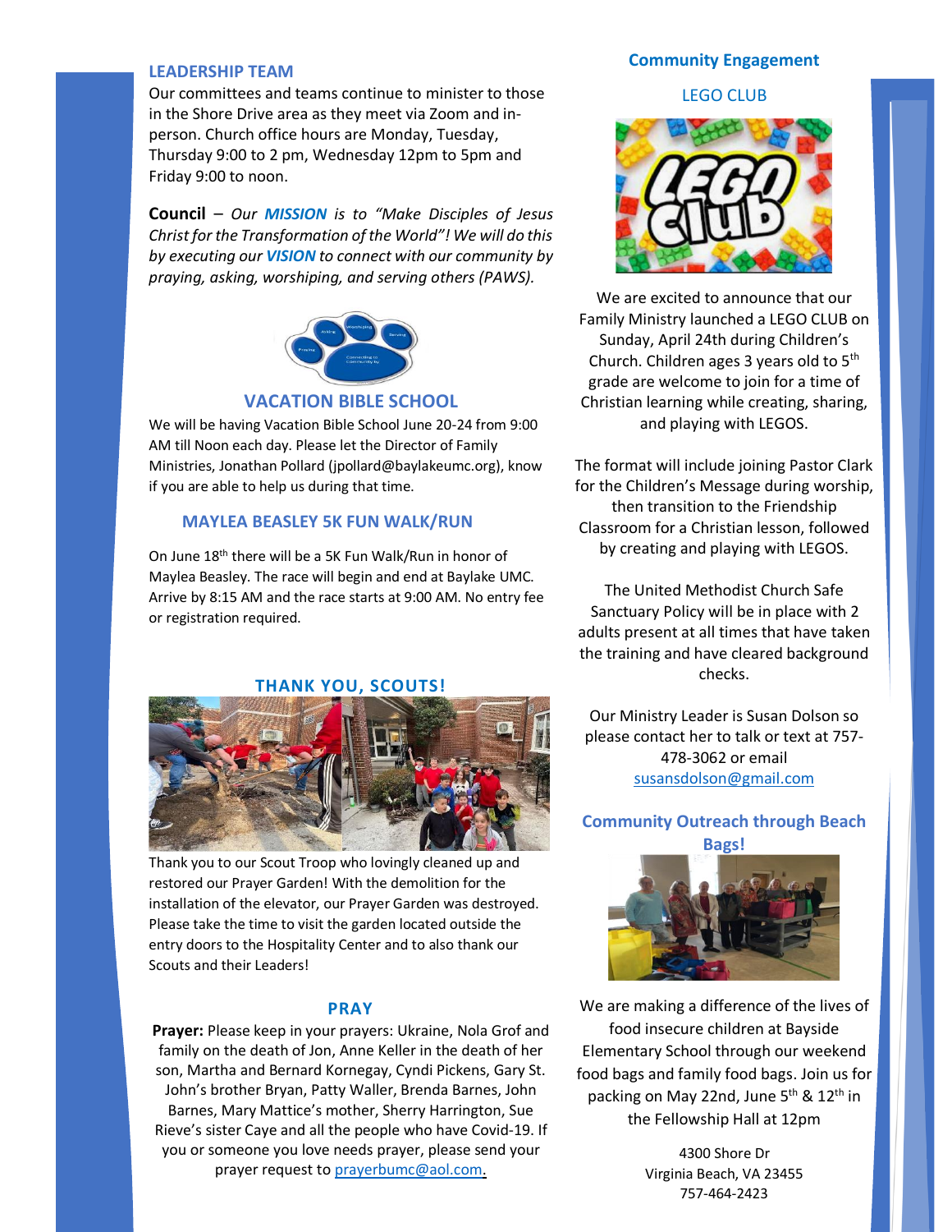## LEADERSHIP TEAM

Our committees and teams continue to minister to those in the Shore Drive area as they meet via Zoom and in-person. Church office hours are Monday, Tuesday, Thursday 9:00 to 2 pm, Wednesday 12pm to 5pm and Friday 9:00 to noon.

**Council** – *Our **MISSION** is to "Make Disciples of Jesus Christ for the Transformation of the World"! We will do this by executing our **VISION** to connect with our community by praying, asking, worshiping, and serving others (PAWS).*

## VACATION BIBLE SCHOOL

We will be having Vacation Bible School June 20-24 from 9:00 AM till Noon each day. Please let the Director of Family Ministries, Jonathan Pollard (jpollard@baylakeumc.org), know if you are able to help us during that time.

## MAYLEA BEASLEY 5K FUN WALK/RUN

On June 18th there will be a 5K Fun Walk/Run in honor of Maylea Beasley. The race will begin and end at Baylake UMC. Arrive by 8:15 AM and the race starts at 9:00 AM. No entry fee or registration required.

## THANK YOU, SCOUTS!

Thank you to our Scout Troop who lovingly cleaned up and restored our Prayer Garden! With the demolition for the installation of the elevator, our Prayer Garden was destroyed. Please take the time to visit the garden located outside the entry doors to the Hospitality Center and to also thank our Scouts and their Leaders!

## PRAY

**Prayer:** Please keep in your prayers: Ukraine, Nola Grof and family on the death of Jon, Anne Keller in the death of her son, Martha and Bernard Kornegay, Cyndi Pickens, Gary St. John's brother Bryan, Patty Waller, Brenda Barnes, John Barnes, Mary Mattice's mother, Sherry Harrington, Sue Rieve's sister Caye and all the people who have Covid-19. If you or someone you love needs prayer, please send your prayer request to prayerbumc@aol.com.

## Community Engagement

### LEGO CLUB

We are excited to announce that our Family Ministry launched a LEGO CLUB on Sunday, April 24th during Children's Church. Children ages 3 years old to 5th grade are welcome to join for a time of Christian learning while creating, sharing, and playing with LEGOS.

The format will include joining Pastor Clark for the Children's Message during worship, then transition to the Friendship Classroom for a Christian lesson, followed by creating and playing with LEGOS.

The United Methodist Church Safe Sanctuary Policy will be in place with 2 adults present at all times that have taken the training and have cleared background checks.

Our Ministry Leader is Susan Dolson so please contact her to talk or text at 757-478-3062 or email susansdolson@gmail.com

### Community Outreach through Beach Bags!

We are making a difference of the lives of food insecure children at Bayside Elementary School through our weekend food bags and family food bags. Join us for packing on May 22nd, June 5th & 12th in the Fellowship Hall at 12pm

4300 Shore Dr
Virginia Beach, VA 23455
757-464-2423